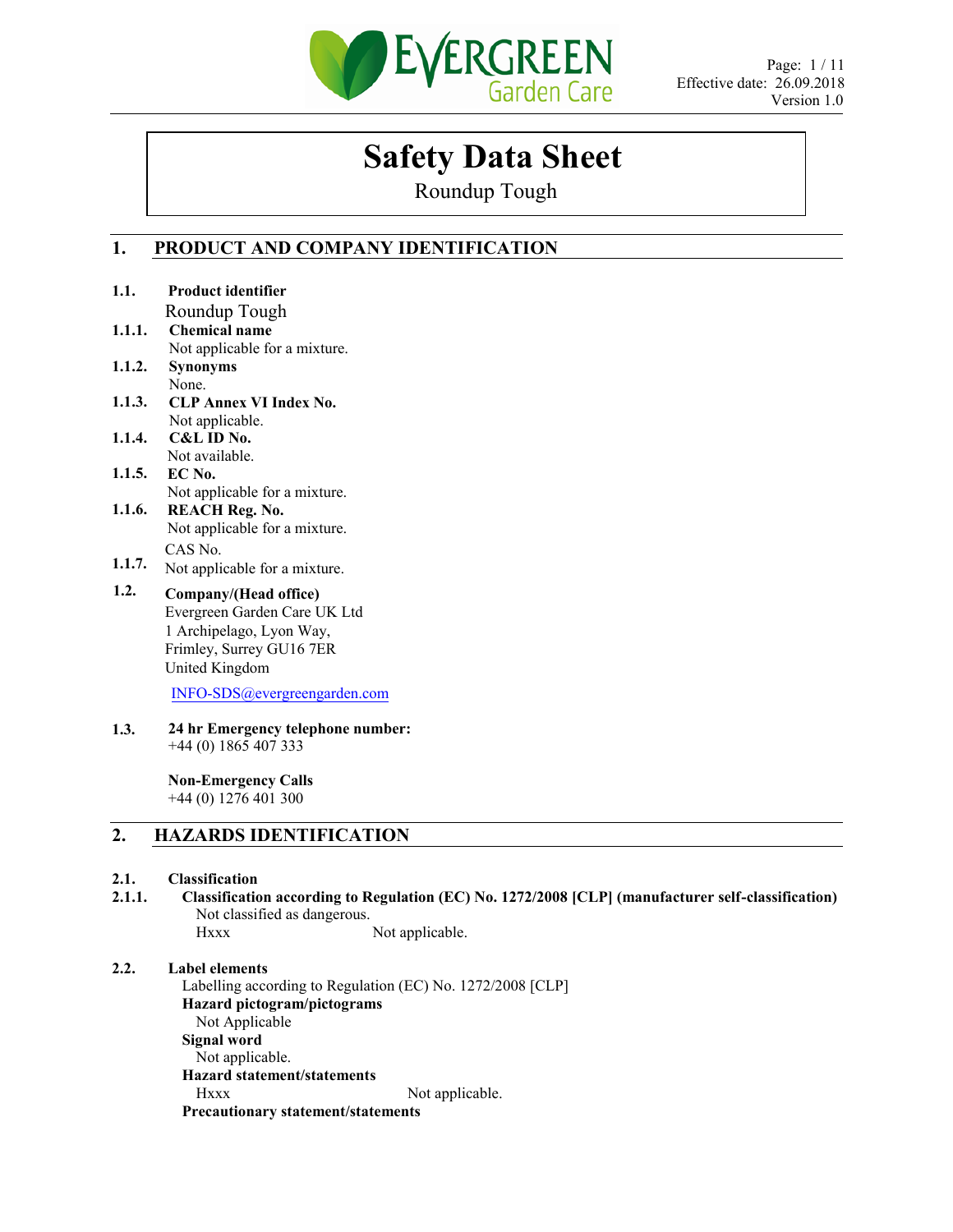# Safety Data Sheet

Roundup Tough

## 1. PRODUCT AND COMPANY IDENTIFICATION

**1.1. Product identifier**

Roundup Tough

**1.1.1. Chemical name**

Not applicable for a mixture.

**1.1.2. Synonyms**

None.

**1.1.3. CLP Annex VI Index No.**

Not applicable.

**1.1.4. C&L ID No.**

Not available.

**1.1.5. EC No.**

Not applicable for a mixture.

**1.1.6. REACH Reg. No.**

Not applicable for a mixture.

**1.1.7.** CAS No.

Not applicable for a mixture.

**1.2. Company/(Head office)**

Evergreen Garden Care UK Ltd
1 Archipelago, Lyon Way,
Frimley, Surrey GU16 7ER
United Kingdom

INFO-SDS@evergreengarden.com

**1.3. 24 hr Emergency telephone number:**

+44 (0) 1865 407 333

**Non-Emergency Calls**

+44 (0) 1276 401 300

## 2. HAZARDS IDENTIFICATION

**2.1. Classification**

**2.1.1. Classification according to Regulation (EC) No. 1272/2008 [CLP] (manufacturer self-classification)**

Not classified as dangerous.

Hxxx Not applicable.

**2.2. Label elements**

Labelling according to Regulation (EC) No. 1272/2008 [CLP]

**Hazard pictogram/pictograms**

Not Applicable

**Signal word**

Not applicable.

**Hazard statement/statements**

Hxxx Not applicable.

**Precautionary statement/statements**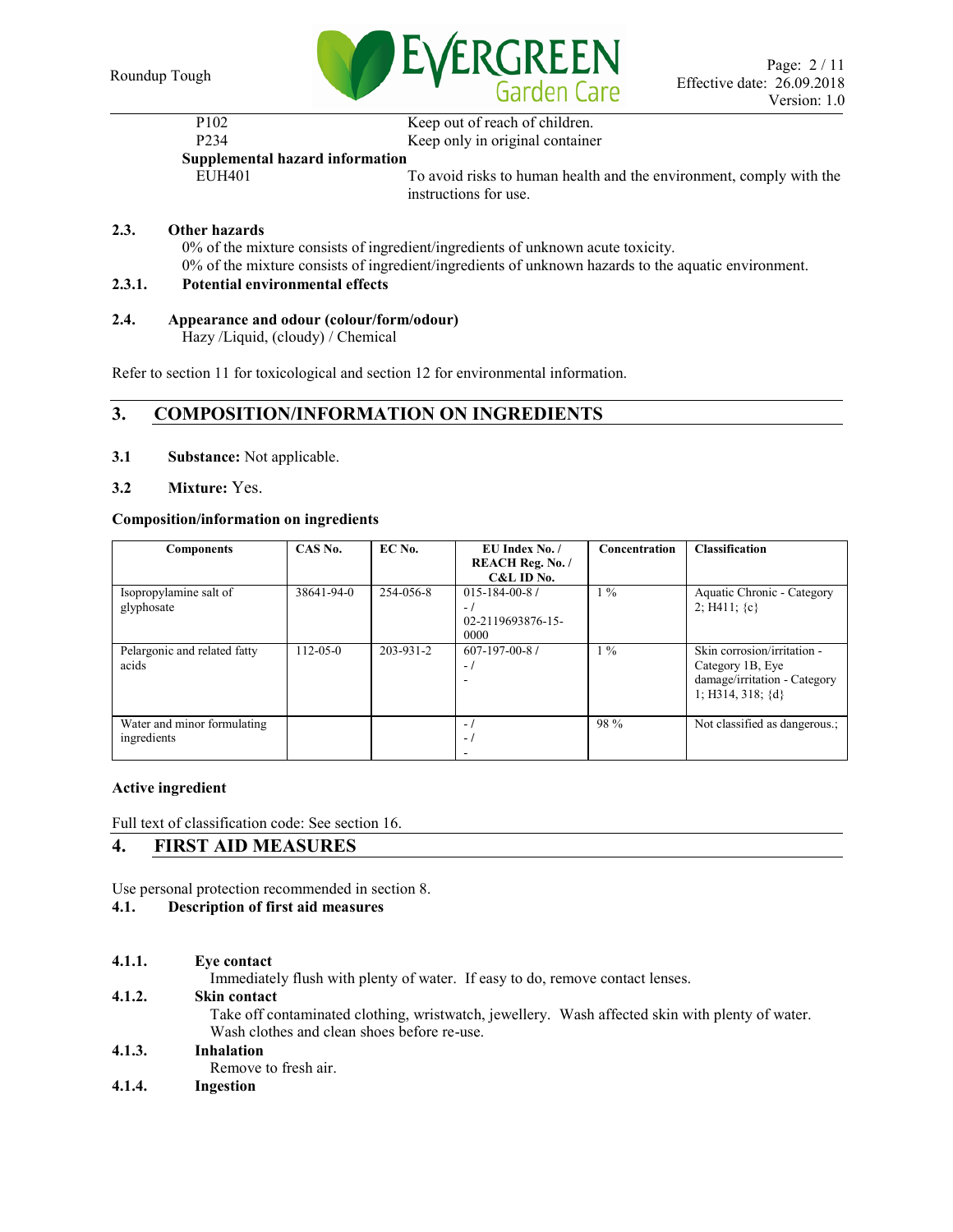| | |
|---|---|
| P102 | Keep out of reach of children. |
| P234 | Keep only in original container |

**Supplemental hazard information**

| | |
|---|---|
| EUH401 | To avoid risks to human health and the environment, comply with the instructions for use. |

## 2.3. Other hazards

0% of the mixture consists of ingredient/ingredients of unknown acute toxicity.
0% of the mixture consists of ingredient/ingredients of unknown hazards to the aquatic environment.

### 2.3.1. Potential environmental effects

## 2.4. Appearance and odour (colour/form/odour)

Hazy /Liquid, (cloudy) / Chemical

Refer to section 11 for toxicological and section 12 for environmental information.

# 3. COMPOSITION/INFORMATION ON INGREDIENTS

**3.1 Substance:** Not applicable.

**3.2 Mixture:** Yes.

**Composition/information on ingredients**

| Components | CAS No. | EC No. | EU Index No. / REACH Reg. No. / C&L ID No. | Concentration | Classification |
|---|---|---|---|---|---|
| Isopropylamine salt of glyphosate | 38641-94-0 | 254-056-8 | 015-184-00-8 / - / 02-2119693876-15-0000 | 1 % | Aquatic Chronic - Category 2; H411; {c} |
| Pelargonic and related fatty acids | 112-05-0 | 203-931-2 | 607-197-00-8 / - / - | 1 % | Skin corrosion/irritation - Category 1B, Eye damage/irritation - Category 1; H314, 318; {d} |
| Water and minor formulating ingredients | | | - / - / - | 98 % | Not classified as dangerous.; |

**Active ingredient**

Full text of classification code: See section 16.

# 4. FIRST AID MEASURES

Use personal protection recommended in section 8.

## 4.1. Description of first aid measures

### 4.1.1. Eye contact

Immediately flush with plenty of water. If easy to do, remove contact lenses.

### 4.1.2. Skin contact

Take off contaminated clothing, wristwatch, jewellery. Wash affected skin with plenty of water. Wash clothes and clean shoes before re-use.

### 4.1.3. Inhalation

Remove to fresh air.

### 4.1.4. Ingestion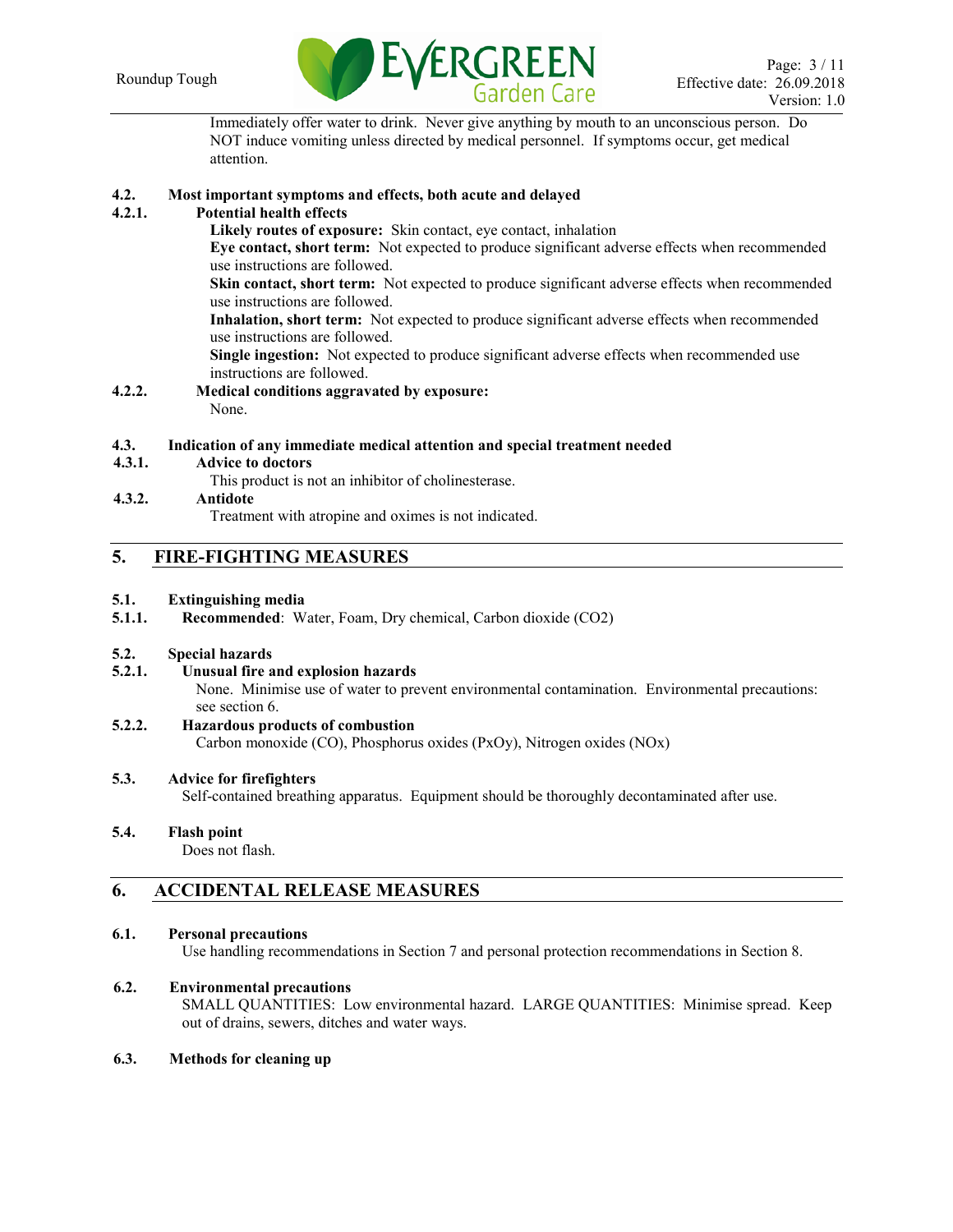Immediately offer water to drink. Never give anything by mouth to an unconscious person. Do NOT induce vomiting unless directed by medical personnel. If symptoms occur, get medical attention.

### 4.2. Most important symptoms and effects, both acute and delayed

#### 4.2.1. Potential health effects

**Likely routes of exposure:** Skin contact, eye contact, inhalation

**Eye contact, short term:** Not expected to produce significant adverse effects when recommended use instructions are followed.

**Skin contact, short term:** Not expected to produce significant adverse effects when recommended use instructions are followed.

**Inhalation, short term:** Not expected to produce significant adverse effects when recommended use instructions are followed.

**Single ingestion:** Not expected to produce significant adverse effects when recommended use instructions are followed.

#### 4.2.2. Medical conditions aggravated by exposure:

None.

### 4.3. Indication of any immediate medical attention and special treatment needed

#### 4.3.1. Advice to doctors

This product is not an inhibitor of cholinesterase.

#### 4.3.2. Antidote

Treatment with atropine and oximes is not indicated.

## 5. FIRE-FIGHTING MEASURES

### 5.1. Extinguishing media

**5.1.1. Recommended**: Water, Foam, Dry chemical, Carbon dioxide ($CO_2$)

### 5.2. Special hazards

#### 5.2.1. Unusual fire and explosion hazards

None. Minimise use of water to prevent environmental contamination. Environmental precautions: see section 6.

#### 5.2.2. Hazardous products of combustion

Carbon monoxide (CO), Phosphorus oxides ($P_xO_y$), Nitrogen oxides ($NO_x$)

### 5.3. Advice for firefighters

Self-contained breathing apparatus. Equipment should be thoroughly decontaminated after use.

### 5.4. Flash point

Does not flash.

## 6. ACCIDENTAL RELEASE MEASURES

### 6.1. Personal precautions

Use handling recommendations in Section 7 and personal protection recommendations in Section 8.

### 6.2. Environmental precautions

SMALL QUANTITIES: Low environmental hazard. LARGE QUANTITIES: Minimise spread. Keep out of drains, sewers, ditches and water ways.

### 6.3. Methods for cleaning up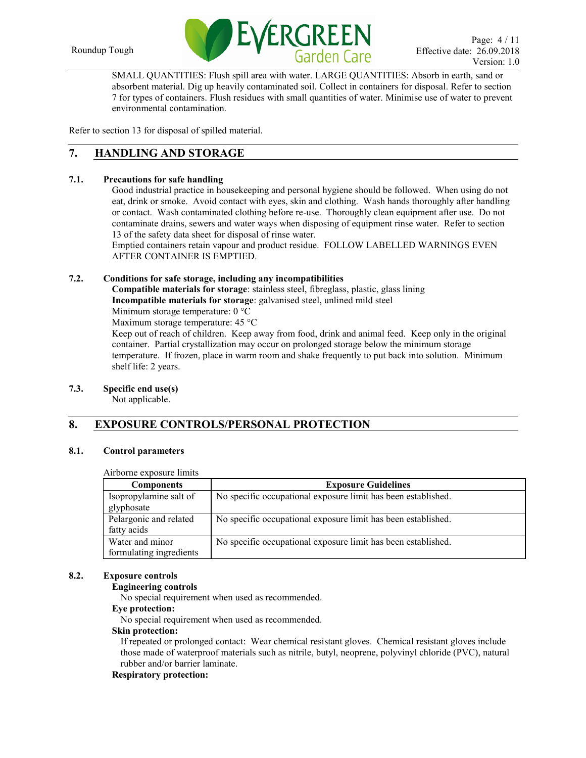SMALL QUANTITIES: Flush spill area with water. LARGE QUANTITIES: Absorb in earth, sand or absorbent material. Dig up heavily contaminated soil. Collect in containers for disposal. Refer to section 7 for types of containers. Flush residues with small quantities of water. Minimise use of water to prevent environmental contamination.

Refer to section 13 for disposal of spilled material.

## 7. HANDLING AND STORAGE

### 7.1. Precautions for safe handling

Good industrial practice in housekeeping and personal hygiene should be followed. When using do not eat, drink or smoke. Avoid contact with eyes, skin and clothing. Wash hands thoroughly after handling or contact. Wash contaminated clothing before re-use. Thoroughly clean equipment after use. Do not contaminate drains, sewers and water ways when disposing of equipment rinse water. Refer to section 13 of the safety data sheet for disposal of rinse water.
Emptied containers retain vapour and product residue. FOLLOW LABELLED WARNINGS EVEN AFTER CONTAINER IS EMPTIED.

### 7.2. Conditions for safe storage, including any incompatibilities

**Compatible materials for storage**: stainless steel, fibreglass, plastic, glass lining
**Incompatible materials for storage**: galvanised steel, unlined mild steel
Minimum storage temperature: 0 °C
Maximum storage temperature: 45 °C
Keep out of reach of children. Keep away from food, drink and animal feed. Keep only in the original container. Partial crystallization may occur on prolonged storage below the minimum storage temperature. If frozen, place in warm room and shake frequently to put back into solution. Minimum shelf life: 2 years.

### 7.3. Specific end use(s)

Not applicable.

## 8. EXPOSURE CONTROLS/PERSONAL PROTECTION

### 8.1. Control parameters

Airborne exposure limits

| Components | Exposure Guidelines |
|---|---|
| Isopropylamine salt of glyphosate | No specific occupational exposure limit has been established. |
| Pelargonic and related fatty acids | No specific occupational exposure limit has been established. |
| Water and minor formulating ingredients | No specific occupational exposure limit has been established. |

### 8.2. Exposure controls

**Engineering controls**

No special requirement when used as recommended.

**Eye protection:**

No special requirement when used as recommended.

**Skin protection:**

If repeated or prolonged contact: Wear chemical resistant gloves. Chemical resistant gloves include those made of waterproof materials such as nitrile, butyl, neoprene, polyvinyl chloride (PVC), natural rubber and/or barrier laminate.

**Respiratory protection:**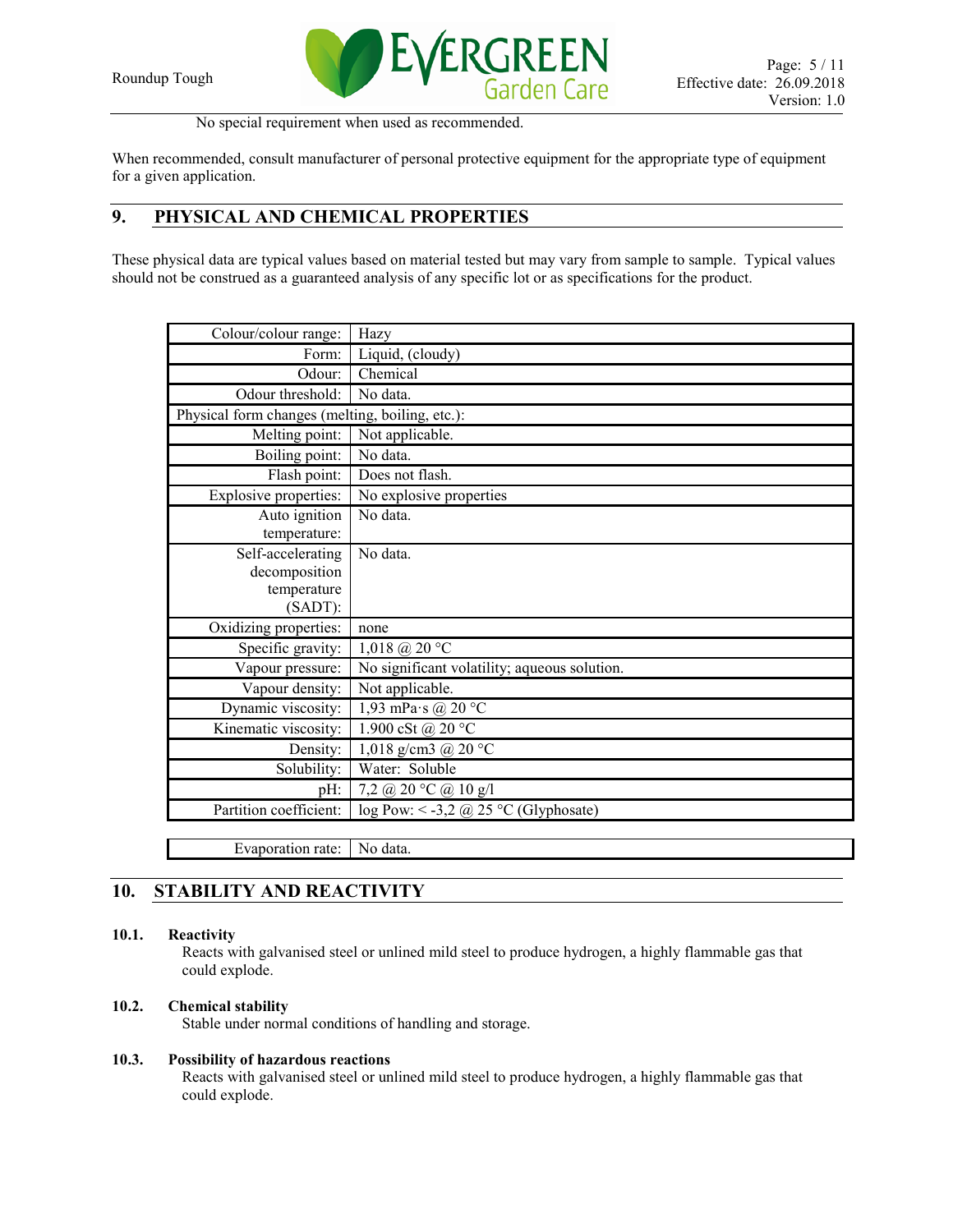No special requirement when used as recommended.

When recommended, consult manufacturer of personal protective equipment for the appropriate type of equipment for a given application.

## 9. PHYSICAL AND CHEMICAL PROPERTIES

These physical data are typical values based on material tested but may vary from sample to sample. Typical values should not be construed as a guaranteed analysis of any specific lot or as specifications for the product.

| | |
|---|---|
| Colour/colour range: | Hazy |
| Form: | Liquid, (cloudy) |
| Odour: | Chemical |
| Odour threshold: | No data. |
| Physical form changes (melting, boiling, etc.): | |
| Melting point: | Not applicable. |
| Boiling point: | No data. |
| Flash point: | Does not flash. |
| Explosive properties: | No explosive properties |
| Auto ignition temperature: | No data. |
| Self-accelerating decomposition temperature (SADT): | No data. |
| Oxidizing properties: | none |
| Specific gravity: | 1,018 @ 20 °C |
| Vapour pressure: | No significant volatility; aqueous solution. |
| Vapour density: | Not applicable. |
| Dynamic viscosity: | 1,93 mPa·s @ 20 °C |
| Kinematic viscosity: | 1.900 cSt @ 20 °C |
| Density: | 1,018 g/cm3 @ 20 °C |
| Solubility: | Water: Soluble |
| pH: | 7,2 @ 20 °C @ 10 g/l |
| Partition coefficient: | log Pow: < -3,2 @ 25 °C (Glyphosate) |

| | |
|---|---|
| Evaporation rate: | No data. |

## 10. STABILITY AND REACTIVITY

### 10.1. Reactivity

Reacts with galvanised steel or unlined mild steel to produce hydrogen, a highly flammable gas that could explode.

### 10.2. Chemical stability

Stable under normal conditions of handling and storage.

### 10.3. Possibility of hazardous reactions

Reacts with galvanised steel or unlined mild steel to produce hydrogen, a highly flammable gas that could explode.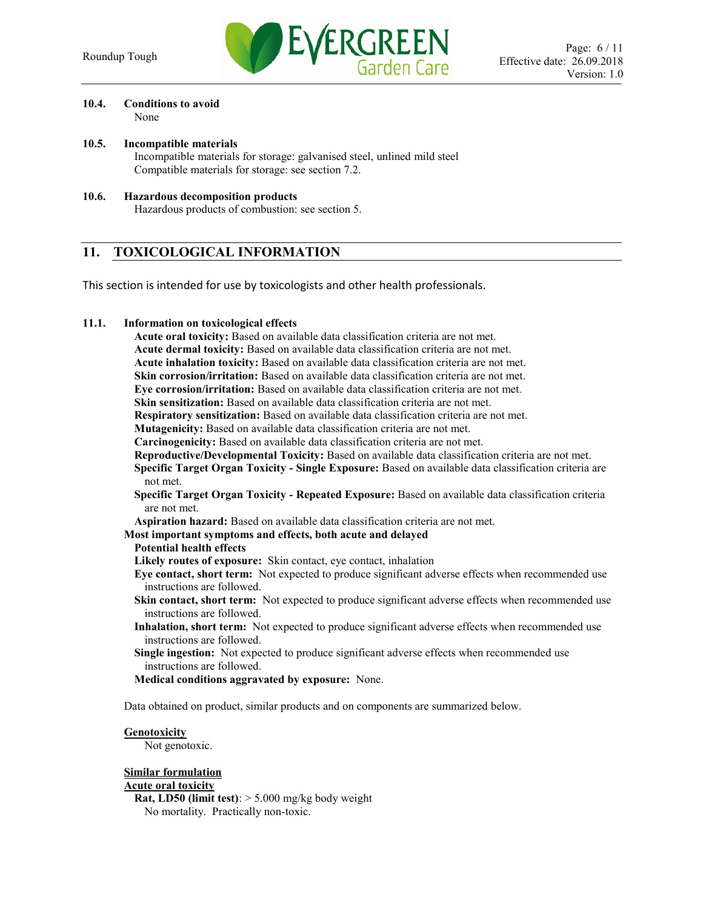### 10.4. Conditions to avoid

None

### 10.5. Incompatible materials

Incompatible materials for storage: galvanised steel, unlined mild steel
Compatible materials for storage: see section 7.2.

### 10.6. Hazardous decomposition products

Hazardous products of combustion: see section 5.

## 11. TOXICOLOGICAL INFORMATION

This section is intended for use by toxicologists and other health professionals.

### 11.1. Information on toxicological effects

**Acute oral toxicity:** Based on available data classification criteria are not met.
**Acute dermal toxicity:** Based on available data classification criteria are not met.
**Acute inhalation toxicity:** Based on available data classification criteria are not met.
**Skin corrosion/irritation:** Based on available data classification criteria are not met.
**Eye corrosion/irritation:** Based on available data classification criteria are not met.
**Skin sensitization:** Based on available data classification criteria are not met.
**Respiratory sensitization:** Based on available data classification criteria are not met.
**Mutagenicity:** Based on available data classification criteria are not met.
**Carcinogenicity:** Based on available data classification criteria are not met.
**Reproductive/Developmental Toxicity:** Based on available data classification criteria are not met.
**Specific Target Organ Toxicity - Single Exposure:** Based on available data classification criteria are not met.
**Specific Target Organ Toxicity - Repeated Exposure:** Based on available data classification criteria are not met.
**Aspiration hazard:** Based on available data classification criteria are not met.

**Most important symptoms and effects, both acute and delayed**

**Potential health effects**

**Likely routes of exposure:** Skin contact, eye contact, inhalation
**Eye contact, short term:** Not expected to produce significant adverse effects when recommended use instructions are followed.
**Skin contact, short term:** Not expected to produce significant adverse effects when recommended use instructions are followed.
**Inhalation, short term:** Not expected to produce significant adverse effects when recommended use instructions are followed.
**Single ingestion:** Not expected to produce significant adverse effects when recommended use instructions are followed.
**Medical conditions aggravated by exposure:** None.

Data obtained on product, similar products and on components are summarized below.

**Genotoxicity**

Not genotoxic.

**Similar formulation**

**Acute oral toxicity**

**Rat, LD50 (limit test)**: > 5.000 mg/kg body weight
No mortality. Practically non-toxic.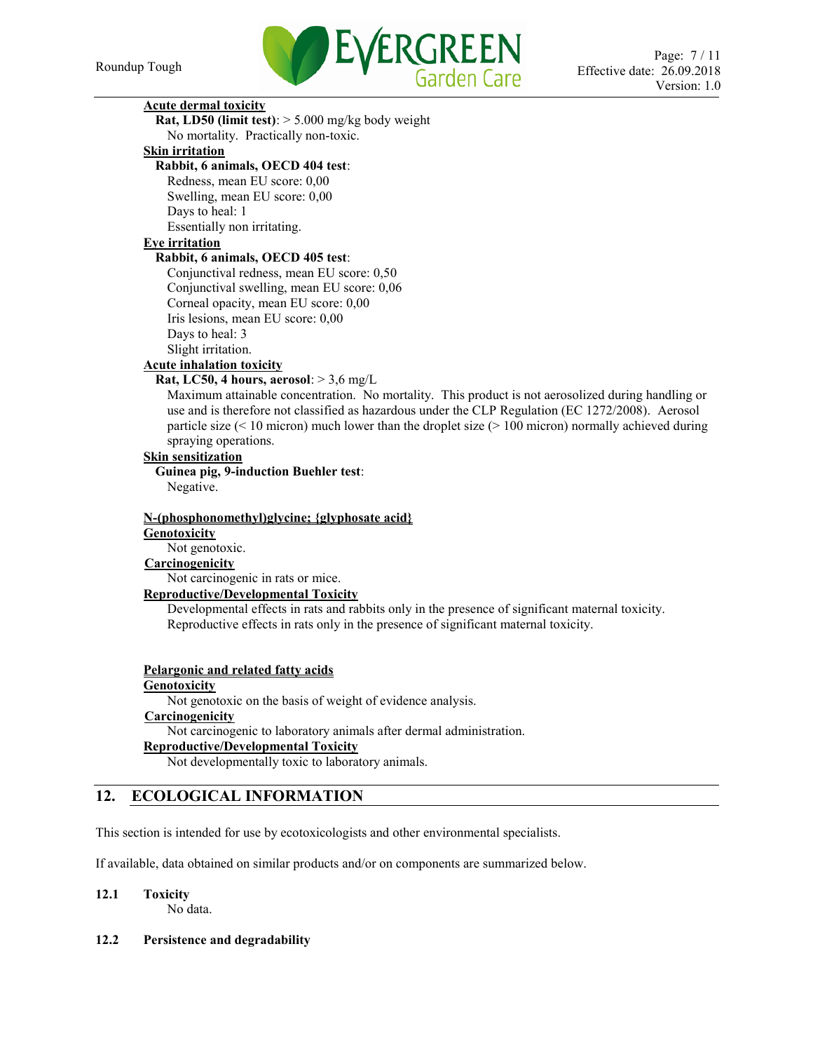**Acute dermal toxicity**

**Rat, LD50 (limit test)**: > 5.000 mg/kg body weight

No mortality. Practically non-toxic.

**Skin irritation**

**Rabbit, 6 animals, OECD 404 test**:

Redness, mean EU score: 0,00
Swelling, mean EU score: 0,00
Days to heal: 1
Essentially non irritating.

**Eye irritation**

**Rabbit, 6 animals, OECD 405 test**:

Conjunctival redness, mean EU score: 0,50
Conjunctival swelling, mean EU score: 0,06
Corneal opacity, mean EU score: 0,00
Iris lesions, mean EU score: 0,00
Days to heal: 3
Slight irritation.

**Acute inhalation toxicity**

**Rat, LC50, 4 hours, aerosol**: > 3,6 mg/L

Maximum attainable concentration. No mortality. This product is not aerosolized during handling or use and is therefore not classified as hazardous under the CLP Regulation (EC 1272/2008). Aerosol particle size (< 10 micron) much lower than the droplet size (> 100 micron) normally achieved during spraying operations.

**Skin sensitization**

**Guinea pig, 9-induction Buehler test**:

Negative.

**N-(phosphonomethyl)glycine; {glyphosate acid}**

**Genotoxicity**

Not genotoxic.

**Carcinogenicity**

Not carcinogenic in rats or mice.

**Reproductive/Developmental Toxicity**

Developmental effects in rats and rabbits only in the presence of significant maternal toxicity.
Reproductive effects in rats only in the presence of significant maternal toxicity.

**Pelargonic and related fatty acids**

**Genotoxicity**

Not genotoxic on the basis of weight of evidence analysis.

**Carcinogenicity**

Not carcinogenic to laboratory animals after dermal administration.

**Reproductive/Developmental Toxicity**

Not developmentally toxic to laboratory animals.

## 12. ECOLOGICAL INFORMATION

This section is intended for use by ecotoxicologists and other environmental specialists.

If available, data obtained on similar products and/or on components are summarized below.

### 12.1 Toxicity

No data.

### 12.2 Persistence and degradability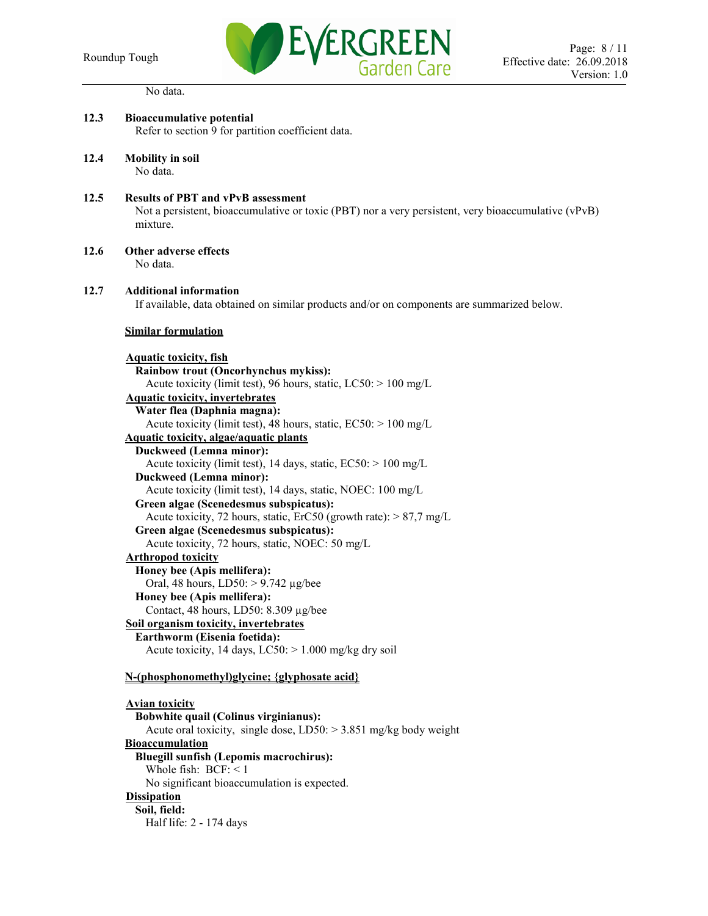No data.

### 12.3 Bioaccumulative potential

Refer to section 9 for partition coefficient data.

### 12.4 Mobility in soil

No data.

### 12.5 Results of PBT and vPvB assessment

Not a persistent, bioaccumulative or toxic (PBT) nor a very persistent, very bioaccumulative (vPvB) mixture.

### 12.6 Other adverse effects

No data.

### 12.7 Additional information

If available, data obtained on similar products and/or on components are summarized below.

**Similar formulation**

**Aquatic toxicity, fish**

**Rainbow trout (Oncorhynchus mykiss):**
Acute toxicity (limit test), 96 hours, static, LC50: > 100 mg/L

**Aquatic toxicity, invertebrates**

**Water flea (Daphnia magna):**
Acute toxicity (limit test), 48 hours, static, EC50: > 100 mg/L

**Aquatic toxicity, algae/aquatic plants**

**Duckweed (Lemna minor):**
Acute toxicity (limit test), 14 days, static, EC50: > 100 mg/L

**Duckweed (Lemna minor):**
Acute toxicity (limit test), 14 days, static, NOEC: 100 mg/L

**Green algae (Scenedesmus subspicatus):**
Acute toxicity, 72 hours, static, ErC50 (growth rate): > 87,7 mg/L

**Green algae (Scenedesmus subspicatus):**
Acute toxicity, 72 hours, static, NOEC: 50 mg/L

**Arthropod toxicity**

**Honey bee (Apis mellifera):**
Oral, 48 hours, LD50: > 9.742 µg/bee

**Honey bee (Apis mellifera):**
Contact, 48 hours, LD50: 8.309 µg/bee

**Soil organism toxicity, invertebrates**

**Earthworm (Eisenia foetida):**
Acute toxicity, 14 days, LC50: > 1.000 mg/kg dry soil

**N-(phosphonomethyl)glycine; {glyphosate acid}**

**Avian toxicity**

**Bobwhite quail (Colinus virginianus):**
Acute oral toxicity, single dose, LD50: > 3.851 mg/kg body weight

**Bioaccumulation**

**Bluegill sunfish (Lepomis macrochirus):**
Whole fish: BCF: < 1
No significant bioaccumulation is expected.

**Dissipation**

**Soil, field:**
Half life: 2 - 174 days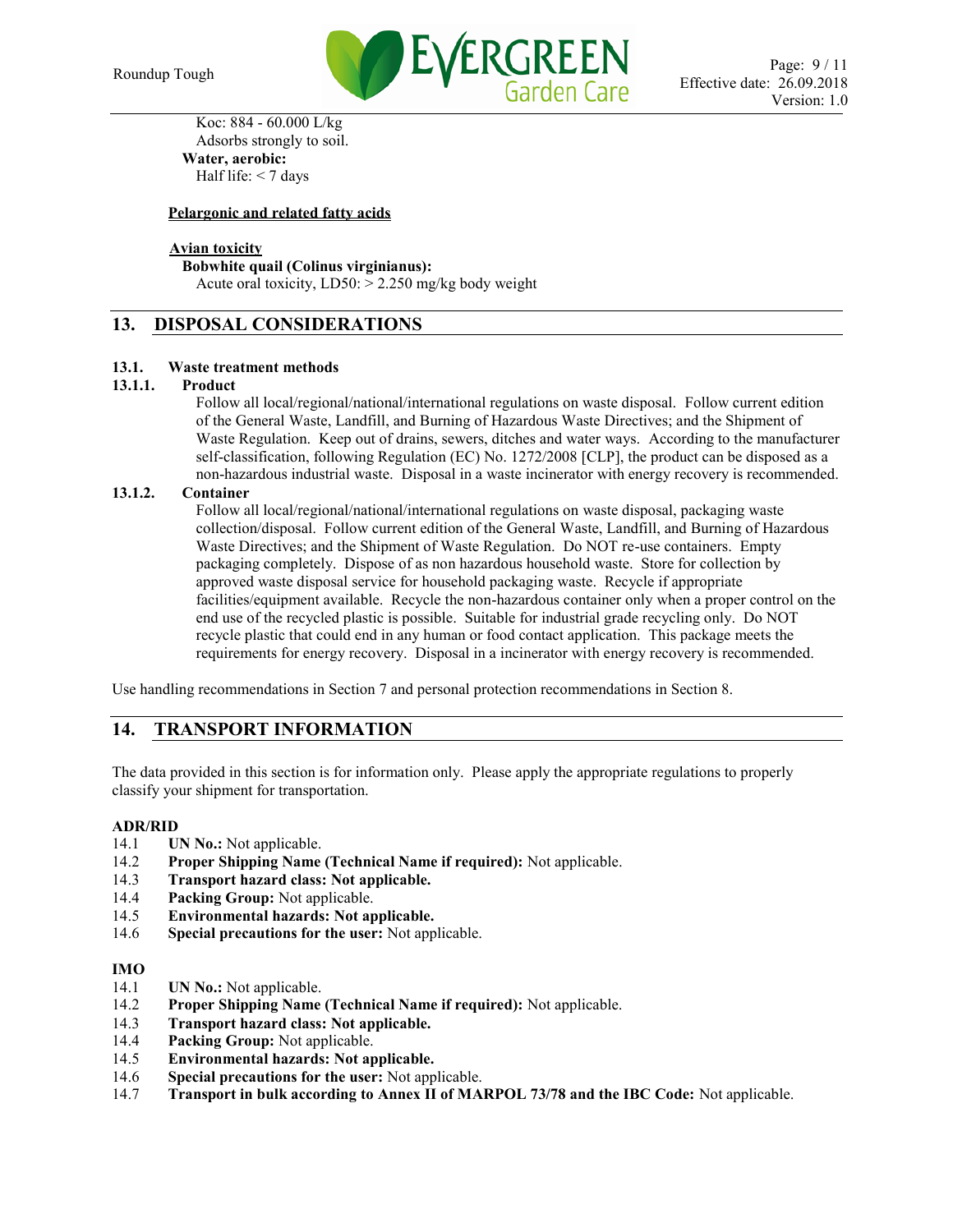Koc: 884 - 60.000 L/kg
Adsorbs strongly to soil.

**Water, aerobic:**
Half life: < 7 days

**Pelargonic and related fatty acids**

**Avian toxicity**

**Bobwhite quail (Colinus virginianus):**
Acute oral toxicity, LD50: > 2.250 mg/kg body weight

## 13. DISPOSAL CONSIDERATIONS

### 13.1. Waste treatment methods

#### 13.1.1. Product

Follow all local/regional/national/international regulations on waste disposal. Follow current edition of the General Waste, Landfill, and Burning of Hazardous Waste Directives; and the Shipment of Waste Regulation. Keep out of drains, sewers, ditches and water ways. According to the manufacturer self-classification, following Regulation (EC) No. 1272/2008 [CLP], the product can be disposed as a non-hazardous industrial waste. Disposal in a waste incinerator with energy recovery is recommended.

#### 13.1.2. Container

Follow all local/regional/national/international regulations on waste disposal, packaging waste collection/disposal. Follow current edition of the General Waste, Landfill, and Burning of Hazardous Waste Directives; and the Shipment of Waste Regulation. Do NOT re-use containers. Empty packaging completely. Dispose of as non hazardous household waste. Store for collection by approved waste disposal service for household packaging waste. Recycle if appropriate facilities/equipment available. Recycle the non-hazardous container only when a proper control on the end use of the recycled plastic is possible. Suitable for industrial grade recycling only. Do NOT recycle plastic that could end in any human or food contact application. This package meets the requirements for energy recovery. Disposal in a incinerator with energy recovery is recommended.

Use handling recommendations in Section 7 and personal protection recommendations in Section 8.

## 14. TRANSPORT INFORMATION

The data provided in this section is for information only. Please apply the appropriate regulations to properly classify your shipment for transportation.

**ADR/RID**

14.1 **UN No.:** Not applicable.
14.2 **Proper Shipping Name (Technical Name if required):** Not applicable.
14.3 **Transport hazard class: Not applicable.**
14.4 **Packing Group:** Not applicable.
14.5 **Environmental hazards: Not applicable.**
14.6 **Special precautions for the user:** Not applicable.

**IMO**

14.1 **UN No.:** Not applicable.
14.2 **Proper Shipping Name (Technical Name if required):** Not applicable.
14.3 **Transport hazard class: Not applicable.**
14.4 **Packing Group:** Not applicable.
14.5 **Environmental hazards: Not applicable.**
14.6 **Special precautions for the user:** Not applicable.
14.7 **Transport in bulk according to Annex II of MARPOL 73/78 and the IBC Code:** Not applicable.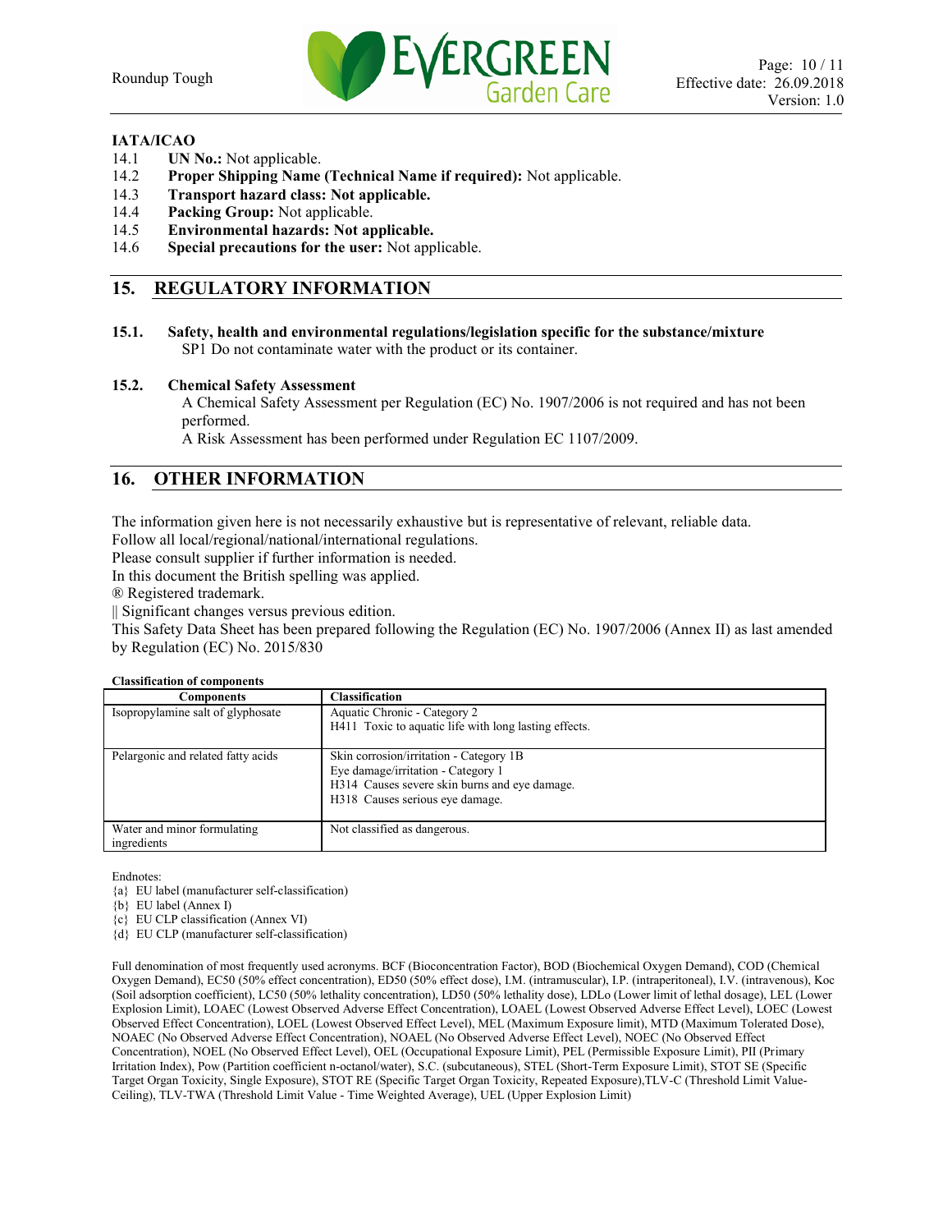**IATA/ICAO**

14.1 **UN No.:** Not applicable.
14.2 **Proper Shipping Name (Technical Name if required):** Not applicable.
14.3 **Transport hazard class: Not applicable.**
14.4 **Packing Group:** Not applicable.
14.5 **Environmental hazards: Not applicable.**
14.6 **Special precautions for the user:** Not applicable.

## 15. REGULATORY INFORMATION

**15.1. Safety, health and environmental regulations/legislation specific for the substance/mixture**

SP1 Do not contaminate water with the product or its container.

**15.2. Chemical Safety Assessment**

A Chemical Safety Assessment per Regulation (EC) No. 1907/2006 is not required and has not been performed.

A Risk Assessment has been performed under Regulation EC 1107/2009.

## 16. OTHER INFORMATION

The information given here is not necessarily exhaustive but is representative of relevant, reliable data.
Follow all local/regional/national/international regulations.
Please consult supplier if further information is needed.
In this document the British spelling was applied.
® Registered trademark.
|| Significant changes versus previous edition.
This Safety Data Sheet has been prepared following the Regulation (EC) No. 1907/2006 (Annex II) as last amended by Regulation (EC) No. 2015/830

**Classification of components**

| Components | Classification |
|---|---|
| Isopropylamine salt of glyphosate | Aquatic Chronic - Category 2<br>H411 Toxic to aquatic life with long lasting effects. |
| Pelargonic and related fatty acids | Skin corrosion/irritation - Category 1B<br>Eye damage/irritation - Category 1<br>H314 Causes severe skin burns and eye damage.<br>H318 Causes serious eye damage. |
| Water and minor formulating ingredients | Not classified as dangerous. |

Endnotes:
{a} EU label (manufacturer self-classification)
{b} EU label (Annex I)
{c} EU CLP classification (Annex VI)
{d} EU CLP (manufacturer self-classification)

Full denomination of most frequently used acronyms. BCF (Bioconcentration Factor), BOD (Biochemical Oxygen Demand), COD (Chemical Oxygen Demand), EC50 (50% effect concentration), ED50 (50% effect dose), I.M. (intramuscular), I.P. (intraperitoneal), I.V. (intravenous), Koc (Soil adsorption coefficient), LC50 (50% lethality concentration), LD50 (50% lethality dose), LDLo (Lower limit of lethal dosage), LEL (Lower Explosion Limit), LOAEC (Lowest Observed Adverse Effect Concentration), LOAEL (Lowest Observed Adverse Effect Level), LOEC (Lowest Observed Effect Concentration), LOEL (Lowest Observed Effect Level), MEL (Maximum Exposure limit), MTD (Maximum Tolerated Dose), NOAEC (No Observed Adverse Effect Concentration), NOAEL (No Observed Adverse Effect Level), NOEC (No Observed Effect Concentration), NOEL (No Observed Effect Level), OEL (Occupational Exposure Limit), PEL (Permissible Exposure Limit), PII (Primary Irritation Index), Pow (Partition coefficient n-octanol/water), S.C. (subcutaneous), STEL (Short-Term Exposure Limit), STOT SE (Specific Target Organ Toxicity, Single Exposure), STOT RE (Specific Target Organ Toxicity, Repeated Exposure),TLV-C (Threshold Limit Value-Ceiling), TLV-TWA (Threshold Limit Value - Time Weighted Average), UEL (Upper Explosion Limit)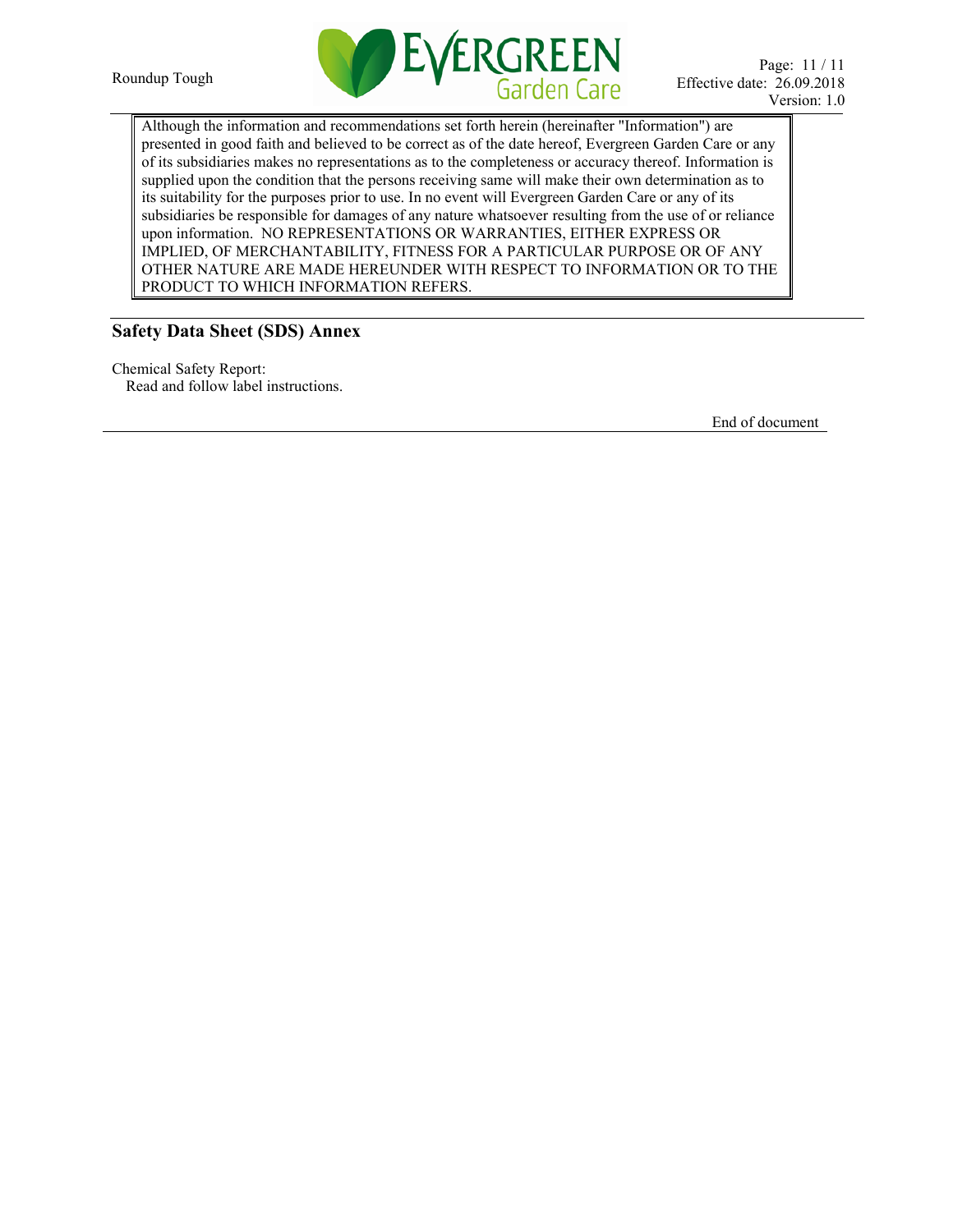> Although the information and recommendations set forth herein (hereinafter "Information") are presented in good faith and believed to be correct as of the date hereof, Evergreen Garden Care or any of its subsidiaries makes no representations as to the completeness or accuracy thereof. Information is supplied upon the condition that the persons receiving same will make their own determination as to its suitability for the purposes prior to use. In no event will Evergreen Garden Care or any of its subsidiaries be responsible for damages of any nature whatsoever resulting from the use of or reliance upon information. NO REPRESENTATIONS OR WARRANTIES, EITHER EXPRESS OR IMPLIED, OF MERCHANTABILITY, FITNESS FOR A PARTICULAR PURPOSE OR OF ANY OTHER NATURE ARE MADE HEREUNDER WITH RESPECT TO INFORMATION OR TO THE PRODUCT TO WHICH INFORMATION REFERS.

## Safety Data Sheet (SDS) Annex

Chemical Safety Report:
Read and follow label instructions.

End of document